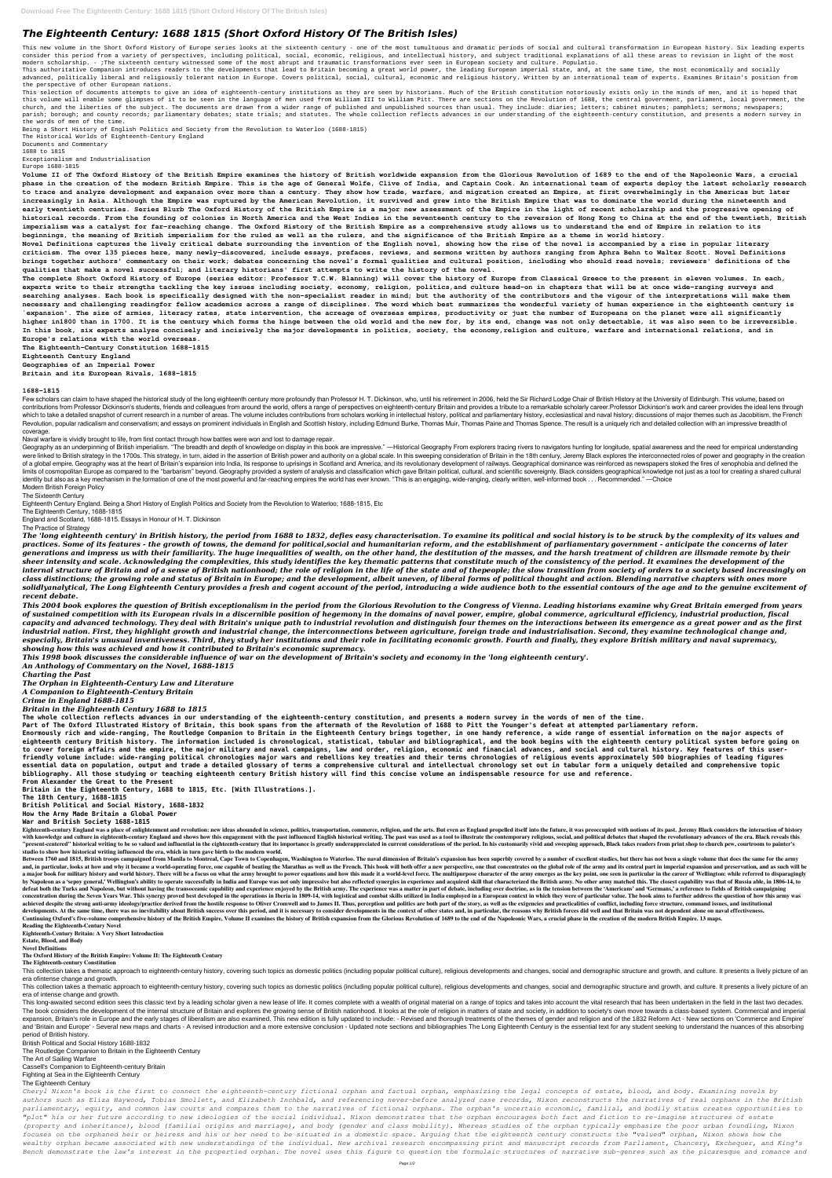# The Eighteenth Century: 1688 1815 (Short Oxford History Of The British Isles)

This new volume in the Short Oxford History of Europe series looks at the sixteenth century - one of the most tumultuous and dramatic periods of social and cultural transformation in European history. Six leading experts consider this period from a variety of perspectives, including political, social, economic, religious, and intellectual history, and subject traditional explanations of all these areas to revision in light of the most modern scholarship. - ;The sixteenth century witnessed some of the most abrupt and traumatic transformations ever seen in European society and culture. Populatio.

This authoritative Companion introduces readers to the developments that lead to Britain becoming a great world power, the leading European imperial state, and, at the same time, the most economically and socially advanced, politically liberal and religiously tolerant nation in Europe. Covers political, social, cultural, economic and religious history. Written by an international team of experts. Examines Britain's position from the perspective of other European nations.

This selection of documents attempts to give an idea of eighteenth-century institutions as they are seen by historians. Much of the British constitution notoriously exists only in the minds of men, and it is hoped that this volume will enable some glimpses of it to be seen in the language of men used from William III to William Pitt. There are sections on the Revolution of 1688, the central government, parliament, local government, the church, and the liberties of the subject. The documents are drawn from a wider range of published and unpublished sources than usual. They include: diaries; letters; cabinet minutes; pamphlets; sermons; newspapers; parish; borough; and county records; parliamentary debates; state trials; and statutes. The whole collection reflects advances in our understanding of the eighteenth-century constitution, and presents a modern survey in the words of men of the time.

Being a Short History of English Politics and Society from the Revolution to Waterloo (1688-1815)

The Historical Worlds of Eighteenth-Century England

Documents and Commentary

1688 to 1815

Exceptionalism and Industrialisation

Europe 1688-1815

**Volume II of The Oxford History of the British Empire examines the history of British worldwide expansion from the Glorious Revolution of 1689 to the end of the Napoleonic Wars, a crucial phase in the creation of the modern British Empire. This is the age of General Wolfe, Clive of India, and Captain Cook. An international team of experts deploy the latest scholarly research to trace and analyze development and expansion over more than a century. They show how trade, warfare, and migration created an Empire, at first overwhelmingly in the Americas but later increasingly in Asia. Although the Empire was ruptured by the American Revolution, it survived and grew into the British Empire that was to dominate the world during the nineteenth and early twentieth centuries. Series Blurb The Oxford History of the British Empire is a major new assessment of the Empire in the light of recent scholarship and the progressive opening of historical records. From the founding of colonies in North America and the West Indies in the seventeenth century to the reversion of Hong Kong to China at the end of the twentieth, British imperialism was a catalyst for far-reaching change. The Oxford History of the British Empire as a comprehensive study allows us to understand the end of Empire in relation to its beginnings, the meaning of British imperialism for the ruled as well as the rulers, and the significance of the British Empire as a theme in world history.**

**Novel Definitions captures the lively critical debate surrounding the invention of the English novel, showing how the rise of the novel is accompanied by a rise in popular literary criticism. The over 135 pieces here, many newly-discovered, include essays, prefaces, reviews, and sermons written by authors ranging from Aphra Behn to Walter Scott. Novel Definitions brings together authors' commentary on their work; debates concerning the novel's formal qualities and cultural position, including who should read novels; reviewers' definitions of the qualities that make a novel successful; and literary historians' first attempts to write the history of the novel.**

**The complete Short Oxford History of Europe (series editor: Professor T.C.W. Blanning) will cover the history of Europe from Classical Greece to the present in eleven volumes. In each, experts write to their strengths tackling the key issues including society, economy, religion, politics,and culture head-on in chapters that will be at once wide-ranging surveys and searching analyses. Each book is specifically designed with the non-specialist reader in mind; but the authority of the contributors and the vigour of the interpretations will make them necessary and challenging readingfor fellow academics across a range of disciplines. The word which best summarizes the wonderful variety of human experience in the eighteenth century is `expansion'. The size of armies, literacy rates, state intervention, the acreage of overseas empires, productivity or just the number of Europeans on the planet were all significantly higher in1800 than in 1700. It is the century which forms the hinge between the old world and the new for, by its end, change was not only detectable, it was also seen to be irreversible. In this book, six experts analyse concisely and incisively the major developments in politics, society, the economy,religion and culture, warfare and international relations, and in Europe's relations with the world overseas.**

**The Eighteenth-Century Constitution 1688-1815**

**Eighteenth Century England**

**Geographies of an Imperial Power**

**Britain and its European Rivals, 1688-1815**

**1688-1815**

Few scholars can claim to have shaped the historical study of the long eighteenth century more profoundly than Professor H. T. Dickinson, who, until his retirement in 2006, held the Sir Richard Lodge Chair of British History at the University of Edinburgh. This volume, based on contributions from Professor Dickinson's students, friends and colleagues from around the world, offers a range of perspectives on eighteenth-century Britain and provides a tribute to a remarkable scholarly career.Professor Dickinson's work and career provides the ideal lens through which to take a detailed snapshot of current research in a number of areas. The volume includes contributions from scholars working in intellectual history, political and parliamentary history, ecclesiastical and naval history; discussions of major themes such as Jacobitism, the French Revolution, popular radicalism and conservatism; and essays on prominent individuals in English and Scottish history, including Edmund Burke, Thomas Muir, Thomas Paine and Thomas Spence. The result is a uniquely rich and detailed collection with an impressive breadth of coverage.

Naval warfare is vividly brought to life, from first contact through how battles were won and lost to damage repair.

Geography as an underpinning of British imperialism. "The breadth and depth of knowledge on display in this book are impressive." —Historical Geography From explorers tracing rivers to navigators hunting for longitude, spatial awareness and the need for empirical understanding were linked to British strategy in the 1700s. This strategy, in turn, aided in the assertion of British power and authority on a global scale. In this sweeping consideration of Britain in the 18th century, Jeremy Black explores the interconnected roles of power and geography in the creation of a global empire. Geography was at the heart of Britain's expansion into India, its response to uprisings in Scotland and America, and its revolutionary development of railways. Geographical dominance was reinforced as newspapers stoked the fires of xenophobia and defined the limits of cosmopolitan Europe as compared to the "barbarism" beyond. Geography provided a system of analysis and classification which gave Britain political, cultural, and scientific sovereignty. Black considers geographical knowledge not just as a tool for creating a shared cultural identity but also as a key mechanism in the formation of one of the most powerful and far-reaching empires the world has ever known. "This is an engaging, wide-ranging, clearly written, well-informed book . . . Recommended." —Choice

Modern British Foreign Policy

The Sixteenth Century

Eighteenth Century England. Being a Short History of English Politics and Society from the Revolution to Waterloo; 1688-1815, Etc

The Eighteenth Century, 1688-1815

England and Scotland, 1688-1815. Essays in Honour of H. T. Dickinson

The Practice of Strategy

***The 'long eighteenth century' in British history, the period from 1688 to 1832, defies easy characterisation. To examine its political and social history is to be struck by the complexity of its values and practices. Some of its features - the growth of towns, the demand for political,social and humanitarian reform, and the establishment of parliamentary government - anticipate the concerns of later generations and impress us with their familiarity. The huge inequalities of wealth, on the other hand, the destitution of the masses, and the harsh treatment of children are illsmade remote by their sheer intensity and scale. Acknowledging the complexities, this study identifies the key thematic patterns that constitute much of the consistency of the period. It examines the development of the internal structure of Britain and of a sense of British nationhood; the role of religion in the life of the state and of thepeople; the slow transition from society of orders to a society based increasingly on class distinctions; the growing role and status of Britain in Europe; and the development, albeit uneven, of liberal forms of political thought and action. Blending narrative chapters with ones more solidlyanalytical, The Long Eighteenth Century provides a fresh and cogent account of the period, introducing a wide audience both to the essential contours of the age and to the genuine excitement of recent debate.***

***This 2004 book explores the question of British exceptionalism in the period from the Glorious Revolution to the Congress of Vienna. Leading historians examine why Great Britain emerged from years of sustained competition with its European rivals in a discernible position of hegemony in the domains of naval power, empire, global commerce, agricultural efficiency, industrial production, fiscal capacity and advanced technology. They deal with Britain's unique path to industrial revolution and distinguish four themes on the interactions between its emergence as a great power and as the first industrial nation. First, they highlight growth and industrial change, the interconnections between agriculture, foreign trade and industrialisation. Second, they examine technological change and, especially, Britain's unusual inventiveness. Third, they study her institutions and their role in facilitating economic growth. Fourth and finally, they explore British military and naval supremacy, showing how this was achieved and how it contributed to Britain's economic supremacy.***

***This 1998 book discusses the considerable influence of war on the development of Britain's society and economy in the 'long eighteenth century'.***

***An Anthology of Commentary on the Novel, 1688-1815***

***Charting the Past***

***The Orphan in Eighteenth-Century Law and Literature***

***A Companion to Eighteenth-Century Britain***

***Crime in England 1688-1815***

***Britain in the Eighteenth Century 1688 to 1815***

**The whole collection reflects advances in our understanding of the eighteenth-century constitution, and presents a modern survey in the words of men of the time.**

**Part of The Oxford Illustrated History of Britain, this book spans from the aftermath of the Revolution of 1688 to Pitt the Younger's defeat at attempted parliamentary reform.**

**Enormously rich and wide-ranging, The Routledge Companion to Britain in the Eighteenth Century brings together, in one handy reference, a wide range of essential information on the major aspects of eighteenth century British history. The information included is chronological, statistical, tabular and bibliographical, and the book begins with the eighteenth century political system before going on to cover foreign affairs and the empire, the major military and naval campaigns, law and order, religion, economic and financial advances, and social and cultural history. Key features of this user-friendly volume include: wide-ranging political chronologies major wars and rebellions key treaties and their terms chronologies of religious events approximately 500 biographies of leading figures essential data on population, output and trade a detailed glossary of terms a comprehensive cultural and intellectual chronology set out in tabular form a uniquely detailed and comprehensive topic bibliography. All those studying or teaching eighteenth century British history will find this concise volume an indispensable resource for use and reference.**

**From Alexander the Great to the Present**

**Britain in the Eighteenth Century, 1688 to 1815, Etc. [With Illustrations.].**

**The 18th Century, 1688-1815**

**British Political and Social History, 1688-1832**

**How the Army Made Britain a Global Power**

**War and British Society 1688-1815**

**Eighteenth-century England was a place of enlightenment and revolution: new ideas abounded in science, politics, transportation, commerce, religion, and the arts. But even as England propelled itself into the future, it was preoccupied with notions of its past. Jeremy Black considers the interaction of history with knowledge and culture in eighteenth-century England and shows how this engagement with the past influenced English historical writing. The past was used as a tool to illustrate the contemporary religious, social, and political debates that shaped the revolutionary advances of the era. Black reveals this "present-centered" historical writing to be so valued and influential in the eighteenth-century that its importance is greatly underappreciated in current considerations of the period. In his customarily vivid and sweeping approach, Black takes readers from print shop to church pew, courtroom to painter's studio to show how historical writing influenced the era, which in turn gave birth to the modern world.**

**Between 1760 and 1815, British troops campaigned from Manila to Montreal, Cape Town to Copenhagen, Washington to Waterloo. The naval dimension of Britain's expansion has been superbly covered by a number of excellent studies, but there has not been a single volume that does the same for the army and, in particular, looks at how and why it became a world-operating force, one capable of beating the Marathas as well as the French. This book will both offer a new perspective, one that concentrates on the global role of the army and its central part in imperial expansion and preservation, and as such will be a major book for military history and world history. There will be a focus on what the army brought to power equations and how this made it a world-level force. The multipurpose character of the army emerges as the key point, one seen in particular in the career of Wellington: while referred to disparagingly by Napoleon as a 'sepoy general,' Wellington's ability to operate successfully in India and Europe was not only impressive but also reflected synergies in experience and acquired skill that characterized the British army. No other army matched this. The closest capability was that of Russia able, in 1806-14, to defeat both the Turks and Napoleon, but without having the transoceanic capability and experience enjoyed by the British army. The experience was a matter in part of debate, including over doctrine, as in the tension between the 'Americans' and 'Germans,' a reference to fields of British campaigning concentration during the Seven Years War. This synergy proved best developed in the operations in Iberia in 1809-14, with logistical and combat skills utilized in India employed in a European context in which they were of particular value. The book aims to further address the question of how this army was achieved despite the strong anti-army ideology/practice derived from the hostile response to Oliver Cromwell and to James II. Thus, perception and politics are both part of the story, as well as the exigencies and practicalities of conflict, including force structure, command issues, and institutional developments. At the same time, there was no inevitability about British success over this period, and it is necessary to consider developments in the context of other states and, in particular, the reasons why British forces did well and that Britain was not dependent alone on naval effectiveness.**

**Continuing Oxford's five-volume comprehensive history of the British Empire, Volume II examines the history of British expansion from the Glorious Revolution of 1689 to the end of the Napoleonic Wars, a crucial phase in the creation of the modern British Empire. 13 maps.**

**Reading the Eighteenth-Century Novel**

**Eighteenth-Century Britain: A Very Short Introduction**

**Estate, Blood, and Body**

**Novel Definitions**

**The Oxford History of the British Empire: Volume II: The Eighteenth Century**

**The Eighteenth-century Constitution**

This collection takes a thematic approach to eighteenth-century history, covering such topics as domestic politics (including popular political culture), religious developments and changes, social and demographic structure and growth, and culture. It presents a lively picture of an era oftense change and growth.

This collection takes a thematic approach to eighteenth-century history, covering such topics as domestic politics (including popular political culture), religious developments and changes, social and demographic structure and growth, and culture. It presents a lively picture of an era of intense change and growth.

This long-awaited second edition sees this classic text by a leading scholar given a new lease of life. It comes complete with a wealth of original material on a range of topics and takes into account the vital research that has been undertaken in the field in the last two decades. The book considers the development of the internal structure of Britain and explores the growing sense of British nationhood. It looks at the role of religion in matters of state and society, in addition to society's own move towards a class-based system. Commercial and imperial expansion, Britain's role in Europe and the early stages of liberalism are also examined. This new edition is fully updated to include: - Revised and thorough treatments of the themes of gender and religion and of the 1832 Reform Act - New sections on 'Commerce and Empire' and 'Britain and Europe' - Several new maps and charts - A revised introduction and a more extensive conclusion - Updated note sections and bibliographies The Long Eighteenth Century is the essential text for any student seeking to understand the nuances of this absorbing period of British history.

British Political and Social History 1688-1832

The Routledge Companion to Britain in the Eighteenth Century

The Art of Sailing Warfare

Cassell's Companion to Eighteenth-century Britain

Fighting at Sea in the Eighteenth Century

The Eighteenth Century

*Cheryl Nixon's book is the first to connect the eighteenth-century fictional orphan and factual orphan, emphasizing the legal concepts of estate, blood, and body. Examining novels by authors such as Eliza Haywood, Tobias Smollett, and Elizabeth Inchbald, and referencing never-before analyzed case records, Nixon reconstructs the narratives of real orphans in the British parliamentary, equity, and common law courts and compares them to the narratives of fictional orphans. The orphan's uncertain economic, familial, and bodily status creates opportunities to "plot" his or her future according to new ideologies of the social individual. Nixon demonstrates that the orphan encourages both fact and fiction to re-imagine structures of estate (property and inheritance), blood (familial origins and marriage), and body (gender and class mobility). Whereas studies of the orphan typically emphasize the poor urban foundling, Nixon focuses on the orphaned heir or heiress and his or her need to be situated in a domestic space. Arguing that the eighteenth century constructs the "valued" orphan, Nixon shows how the wealthy orphan became associated with new understandings of the individual. New archival research encompassing print and manuscript records from Parliament, Chancery, Exchequer, and King's Bench demonstrate the law's interest in the propertied orphan. The novel uses this figure to question the formulaic structures of narrative sub-genres such as the picaresque and romance and*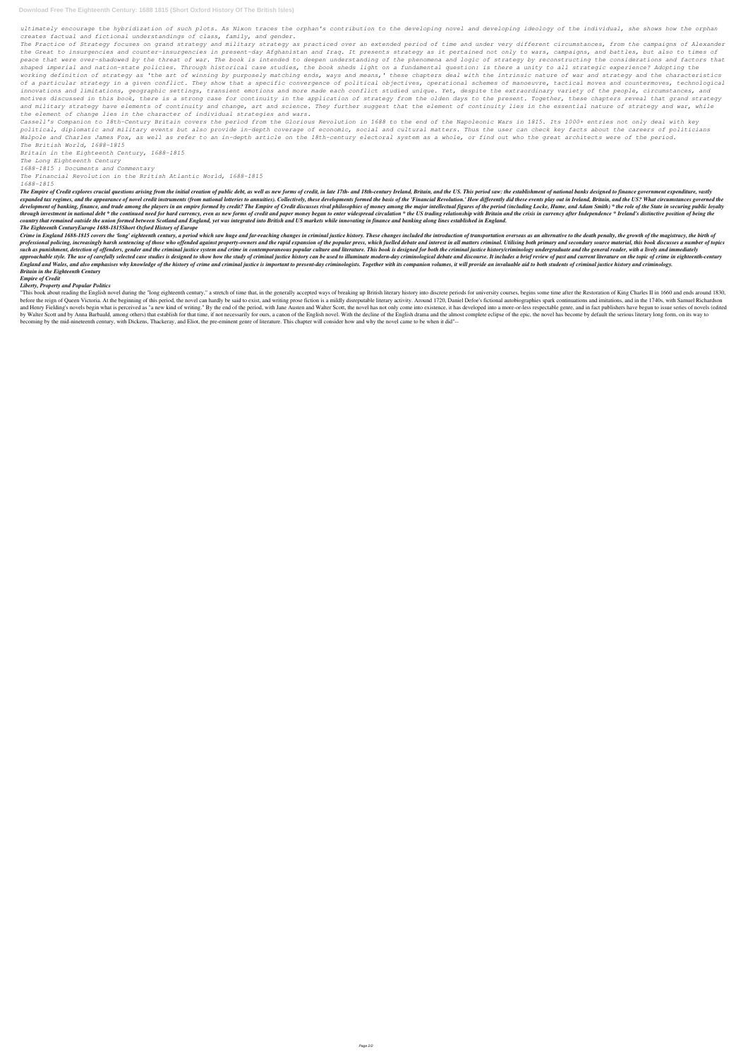*ultimately encourage the hybridization of such plots. As Nixon traces the orphan's contribution to the developing novel and developing ideology of the individual, she shows how the orphan creates factual and fictional understandings of class, family, and gender.*

*The Practice of Strategy focuses on grand strategy and military strategy as practiced over an extended period of time and under very different circumstances, from the campaigns of Alexander the Great to insurgencies and counter-insurgencies in present-day Afghanistan and Iraq. It presents strategy as it pertained not only to wars, campaigns, and battles, but also to times of peace that were over-shadowed by the threat of war. The book is intended to deepen understanding of the phenomena and logic of strategy by reconstructing the considerations and factors that shaped imperial and nation-state policies. Through historical case studies, the book sheds light on a fundamental question: is there a unity to all strategic experience? Adopting the working definition of strategy as 'the art of winning by purposely matching ends, ways and means,' these chapters deal with the intrinsic nature of war and strategy and the characteristics of a particular strategy in a given conflict. They show that a specific convergence of political objectives, operational schemes of manoeuvre, tactical moves and countermoves, technological innovations and limitations, geographic settings, transient emotions and more made each conflict studied unique. Yet, despite the extraordinary variety of the people, circumstances, and motives discussed in this book, there is a strong case for continuity in the application of strategy from the olden days to the present. Together, these chapters reveal that grand strategy and military strategy have elements of continuity and change, art and science. They further suggest that the element of continuity lies in the essential nature of strategy and war, while the element of change lies in the character of individual strategies and wars.*

*Cassell's Companion to 18th-Century Britain covers the period from the Glorious Revolution in 1688 to the end of the Napoleonic Wars in 1815. Its 1000+ entries not only deal with key political, diplomatic and military events but also provide in-depth coverage of economic, social and cultural matters. Thus the user can check key facts about the careers of politicians Walpole and Charles James Fox, as well as refer to an in-depth article on the 18th-century electoral system as a whole, or find out who the great architects were of the period.*

*The British World, 1688-1815*

*Britain in the Eighteenth Century, 1688-1815*

*The Long Eighteenth Century*

*1688-1815 : Documents and Commentary*

*The Financial Revolution in the British Atlantic World, 1688-1815*

*1688-1815*

***The Empire of Credit explores crucial questions arising from the initial creation of public debt, as well as new forms of credit, in late 17th- and 18th-century Ireland, Britain, and the US. This period saw: the establishment of national banks designed to finance government expenditure, vastly expanded tax regimes, and the appearance of novel credit instruments (from national lotteries to annuities). Collectively, these developments formed the basis of the 'Financial Revolution.' How differently did these events play out in Ireland, Britain, and the US? What circumstances governed the development of banking, finance, and trade among the players in an empire formed by credit? The Empire of Credit discusses rival philosophies of money among the major intellectual figures of the period (including Locke, Hume, and Adam Smith) * the role of the State in securing public loyalty through investment in national debt * the continued need for hard currency, even as new forms of credit and paper money began to enter widespread circulation * the US trading relationship with Britain and the crisis in currency after Independence * Ireland's distinctive position of being the country that remained outside the union formed between Scotland and England, yet was integrated into British and US markets while innovating in finance and banking along lines established in England.***

***The Eighteenth CenturyEurope 1688-1815Short Oxford History of Europe***

***Crime in England 1688-1815 covers the 'long' eighteenth century, a period which saw huge and far-reaching changes in criminal justice history. These changes included the introduction of transportation overseas as an alternative to the death penalty, the growth of the magistracy, the birth of professional policing, increasingly harsh sentencing of those who offended against property-owners and the rapid expansion of the popular press, which fuelled debate and interest in all matters criminal. Utilising both primary and secondary source material, this book discusses a number of topics such as punishment, detection of offenders, gender and the criminal justice system and crime in contemporaneous popular culture and literature. This book is designed for both the criminal justice history/criminology undergraduate and the general reader, with a lively and immediately approachable style. The use of carefully selected case studies is designed to show how the study of criminal justice history can be used to illuminate modern-day criminological debate and discourse. It includes a brief review of past and current literature on the topic of crime in eighteenth-century England and Wales, and also emphasises why knowledge of the history of crime and criminal justice is important to present-day criminologists. Together with its companion volumes, it will provide an invaluable aid to both students of criminal justice history and criminology.***

***Britain in the Eighteenth Century***

***Empire of Credit***

***Liberty, Property and Popular Politics***

"This book about reading the English novel during the "long eighteenth century," a stretch of time that, in the generally accepted ways of breaking up British literary history into discrete periods for university courses, begins some time after the Restoration of King Charles II in 1660 and ends around 1830, before the reign of Queen Victoria. At the beginning of this period, the novel can hardly be said to exist, and writing prose fiction is a mildly disreputable literary activity. Around 1720, Daniel Defoe's fictional autobiographies spark continuations and imitations, and in the 1740s, with Samuel Richardson and Henry Fielding's novels begin what is perceived as "a new kind of writing." By the end of the period, with Jane Austen and Walter Scott, the novel has not only come into existence, it has developed into a more-or-less respectable genre, and in fact publishers have begun to issue series of novels (edited by Walter Scott and by Anna Barbauld, among others) that establish for that time, if not necessarily for ours, a canon of the English novel. With the decline of the English drama and the almost complete eclipse of the epic, the novel has become by default the serious literary long form, on its way to becoming by the mid-nineteenth century, with Dickens, Thackeray, and Eliot, the pre-eminent genre of literature. This chapter will consider how and why the novel came to be when it did"--